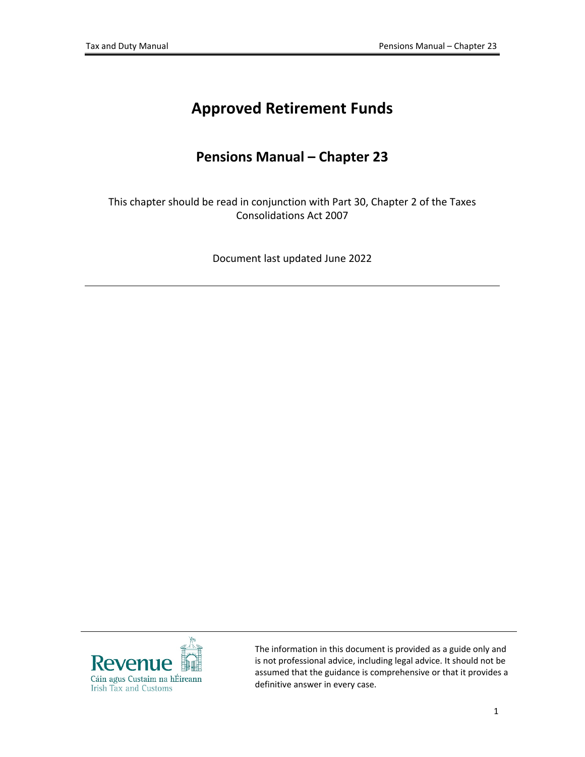# Approved Retirement Funds

## Pensions Manual – Chapter 23

This chapter should be read in conjunction with Part 30, Chapter 2 of the Taxes Consolidations Act 2007

Document last updated June 2022

---

The information in this document is provided as a guide only and is not professional advice, including legal advice. It should not be assumed that the guidance is comprehensive or that it provides a definitive answer in every case.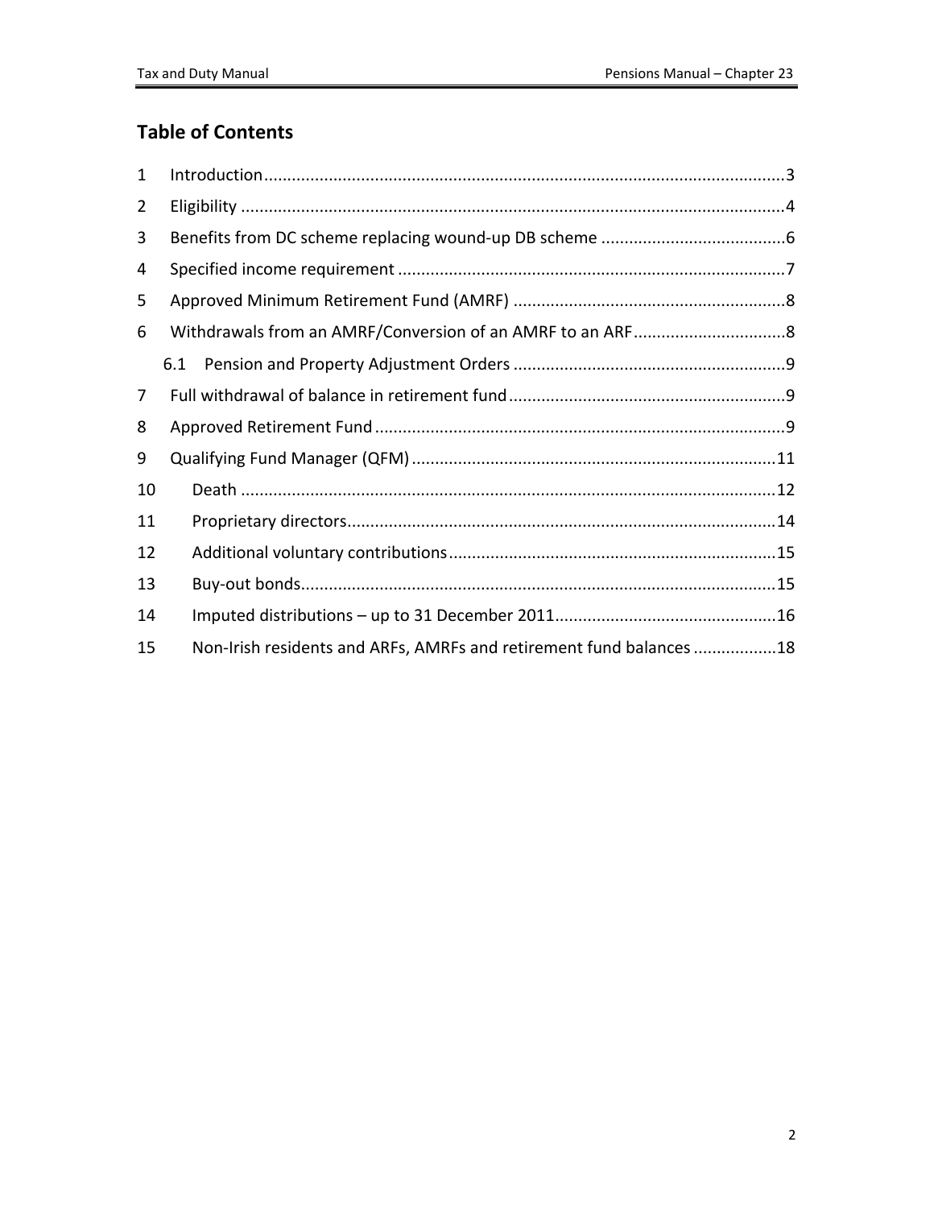## Table of Contents

1 Introduction................................................................................................................3

2 Eligibility ....................................................................................................................4

3 Benefits from DC scheme replacing wound-up DB scheme ........................................6

4 Specified income requirement ...................................................................................7

5 Approved Minimum Retirement Fund (AMRF) ...........................................................8

6 Withdrawals from an AMRF/Conversion of an AMRF to an ARF.................................8

6.1 Pension and Property Adjustment Orders ..........................................................9

7 Full withdrawal of balance in retirement fund...........................................................9

8 Approved Retirement Fund ........................................................................................9

9 Qualifying Fund Manager (QFM) ..............................................................................11

10 Death ...................................................................................................................12

11 Proprietary directors............................................................................................14

12 Additional voluntary contributions......................................................................15

13 Buy-out bonds......................................................................................................15

14 Imputed distributions – up to 31 December 2011................................................16

15 Non-Irish residents and ARFs, AMRFs and retirement fund balances ..................18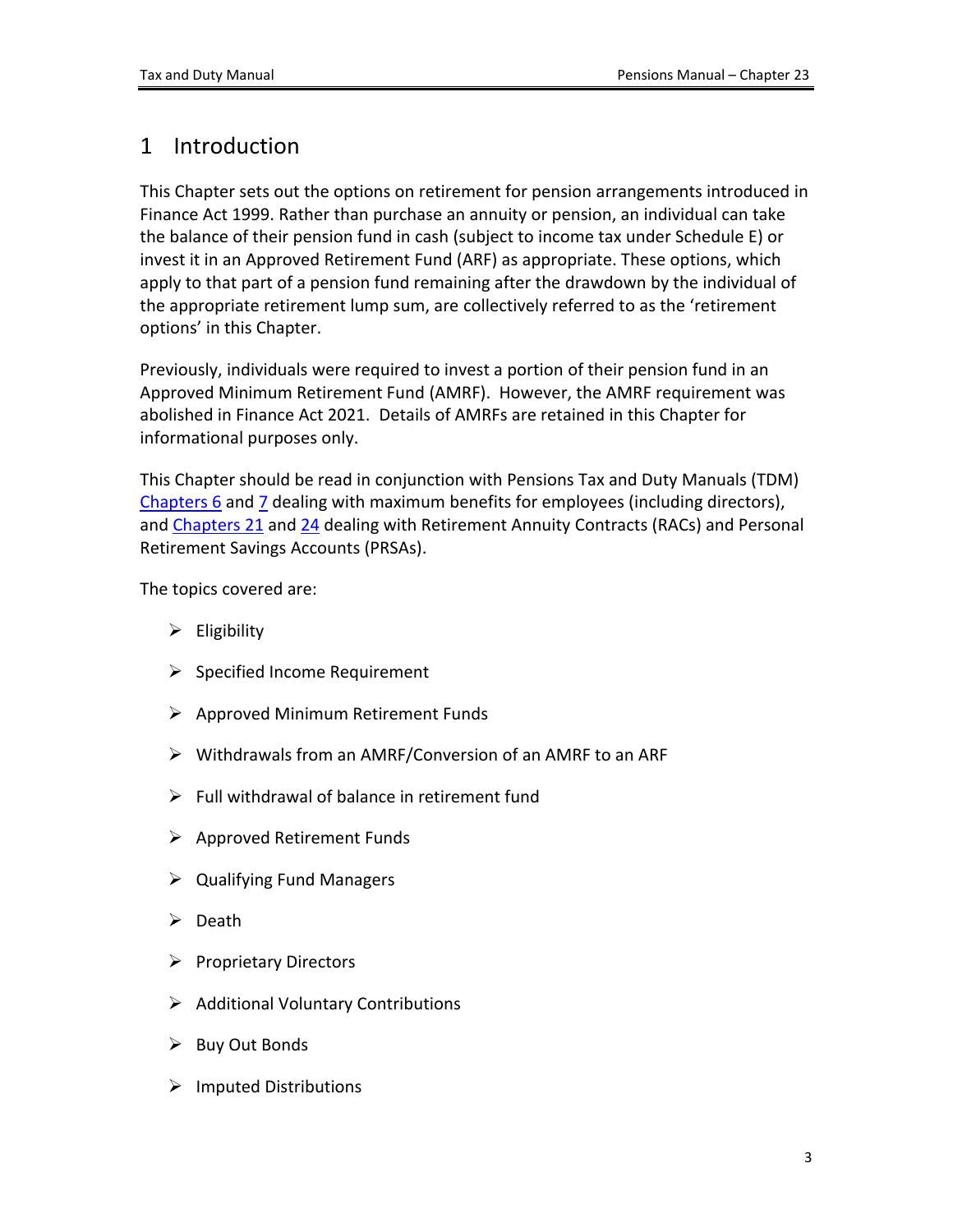# 1 Introduction

This Chapter sets out the options on retirement for pension arrangements introduced in Finance Act 1999. Rather than purchase an annuity or pension, an individual can take the balance of their pension fund in cash (subject to income tax under Schedule E) or invest it in an Approved Retirement Fund (ARF) as appropriate. These options, which apply to that part of a pension fund remaining after the drawdown by the individual of the appropriate retirement lump sum, are collectively referred to as the 'retirement options' in this Chapter.

Previously, individuals were required to invest a portion of their pension fund in an Approved Minimum Retirement Fund (AMRF). However, the AMRF requirement was abolished in Finance Act 2021. Details of AMRFs are retained in this Chapter for informational purposes only.

This Chapter should be read in conjunction with Pensions Tax and Duty Manuals (TDM) Chapters 6 and 7 dealing with maximum benefits for employees (including directors), and Chapters 21 and 24 dealing with Retirement Annuity Contracts (RACs) and Personal Retirement Savings Accounts (PRSAs).

The topics covered are:

- Eligibility
- Specified Income Requirement
- Approved Minimum Retirement Funds
- Withdrawals from an AMRF/Conversion of an AMRF to an ARF
- Full withdrawal of balance in retirement fund
- Approved Retirement Funds
- Qualifying Fund Managers
- Death
- Proprietary Directors
- Additional Voluntary Contributions
- Buy Out Bonds
- Imputed Distributions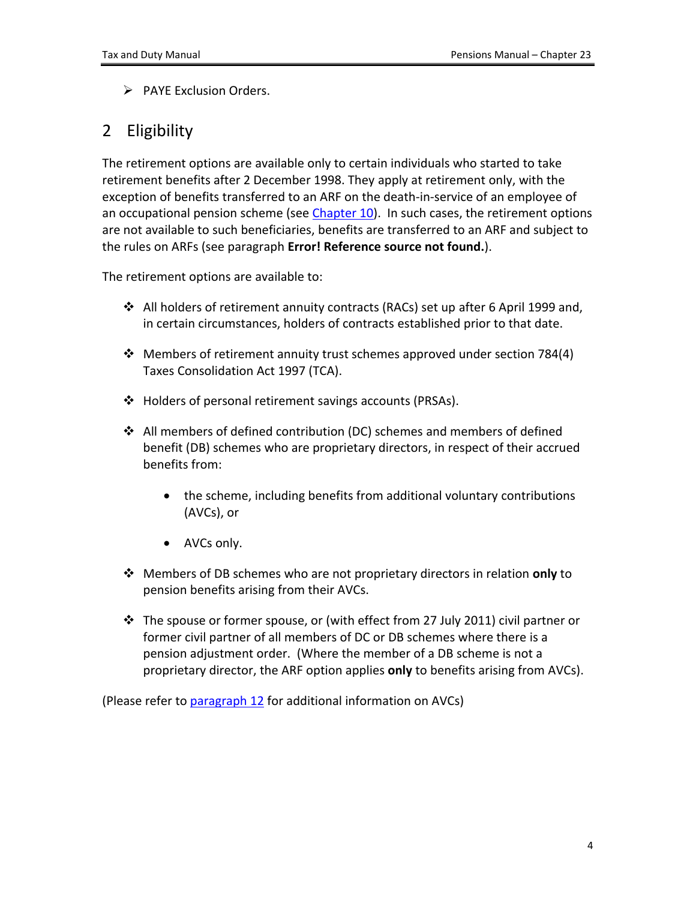- PAYE Exclusion Orders.

## 2 Eligibility

The retirement options are available only to certain individuals who started to take retirement benefits after 2 December 1998. They apply at retirement only, with the exception of benefits transferred to an ARF on the death-in-service of an employee of an occupational pension scheme (see Chapter 10). In such cases, the retirement options are not available to such beneficiaries, benefits are transferred to an ARF and subject to the rules on ARFs (see paragraph **Error! Reference source not found.**).

The retirement options are available to:

- All holders of retirement annuity contracts (RACs) set up after 6 April 1999 and, in certain circumstances, holders of contracts established prior to that date.

- Members of retirement annuity trust schemes approved under section 784(4) Taxes Consolidation Act 1997 (TCA).

- Holders of personal retirement savings accounts (PRSAs).

- All members of defined contribution (DC) schemes and members of defined benefit (DB) schemes who are proprietary directors, in respect of their accrued benefits from:

  - the scheme, including benefits from additional voluntary contributions (AVCs), or

  - AVCs only.

- Members of DB schemes who are not proprietary directors in relation **only** to pension benefits arising from their AVCs.

- The spouse or former spouse, or (with effect from 27 July 2011) civil partner or former civil partner of all members of DC or DB schemes where there is a pension adjustment order. (Where the member of a DB scheme is not a proprietary director, the ARF option applies **only** to benefits arising from AVCs).

(Please refer to paragraph 12 for additional information on AVCs)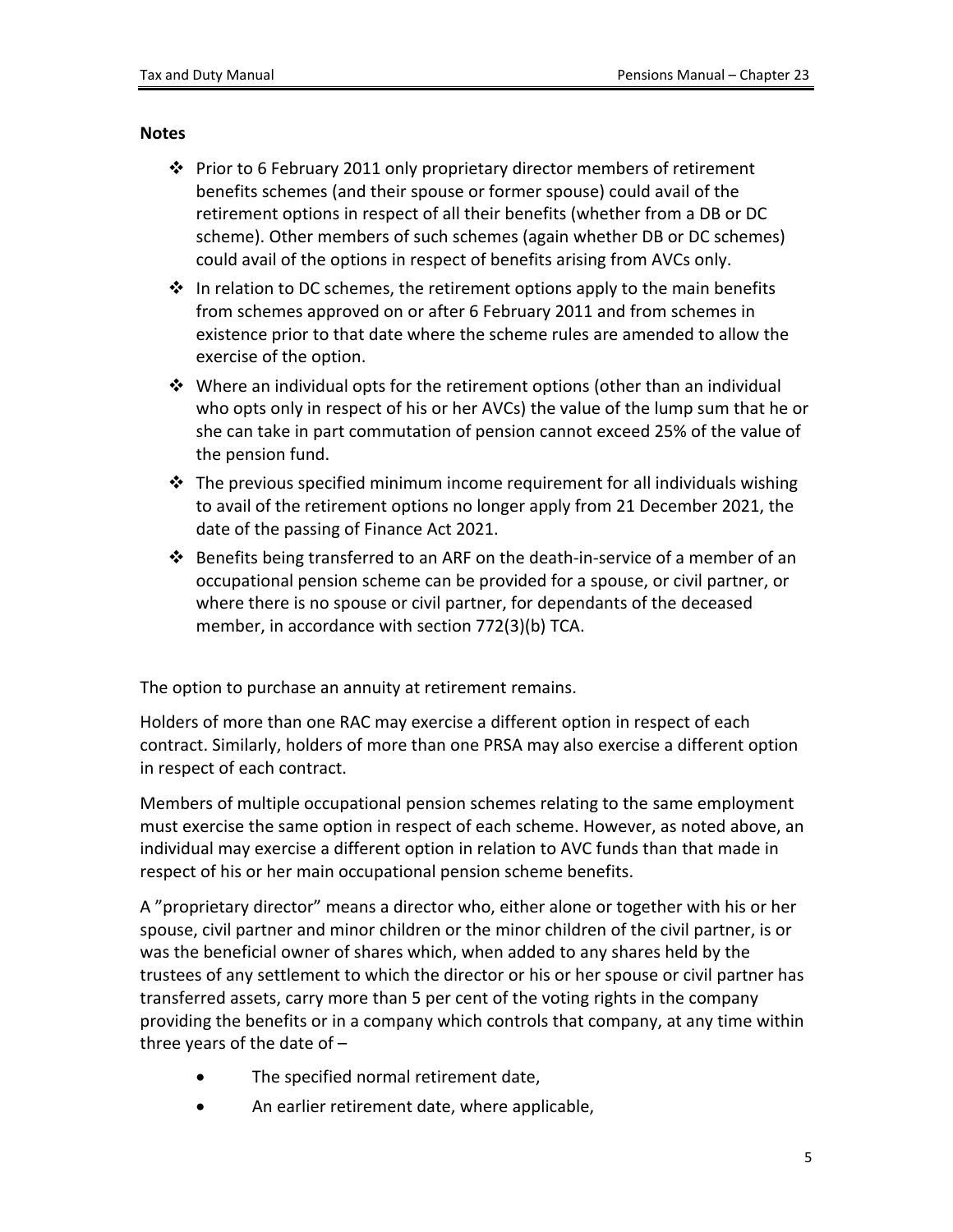**Notes**

- Prior to 6 February 2011 only proprietary director members of retirement benefits schemes (and their spouse or former spouse) could avail of the retirement options in respect of all their benefits (whether from a DB or DC scheme). Other members of such schemes (again whether DB or DC schemes) could avail of the options in respect of benefits arising from AVCs only.
- In relation to DC schemes, the retirement options apply to the main benefits from schemes approved on or after 6 February 2011 and from schemes in existence prior to that date where the scheme rules are amended to allow the exercise of the option.
- Where an individual opts for the retirement options (other than an individual who opts only in respect of his or her AVCs) the value of the lump sum that he or she can take in part commutation of pension cannot exceed 25% of the value of the pension fund.
- The previous specified minimum income requirement for all individuals wishing to avail of the retirement options no longer apply from 21 December 2021, the date of the passing of Finance Act 2021.
- Benefits being transferred to an ARF on the death-in-service of a member of an occupational pension scheme can be provided for a spouse, or civil partner, or where there is no spouse or civil partner, for dependants of the deceased member, in accordance with section 772(3)(b) TCA.

The option to purchase an annuity at retirement remains.

Holders of more than one RAC may exercise a different option in respect of each contract. Similarly, holders of more than one PRSA may also exercise a different option in respect of each contract.

Members of multiple occupational pension schemes relating to the same employment must exercise the same option in respect of each scheme. However, as noted above, an individual may exercise a different option in relation to AVC funds than that made in respect of his or her main occupational pension scheme benefits.

A "proprietary director" means a director who, either alone or together with his or her spouse, civil partner and minor children or the minor children of the civil partner, is or was the beneficial owner of shares which, when added to any shares held by the trustees of any settlement to which the director or his or her spouse or civil partner has transferred assets, carry more than 5 per cent of the voting rights in the company providing the benefits or in a company which controls that company, at any time within three years of the date of –

- The specified normal retirement date,
- An earlier retirement date, where applicable,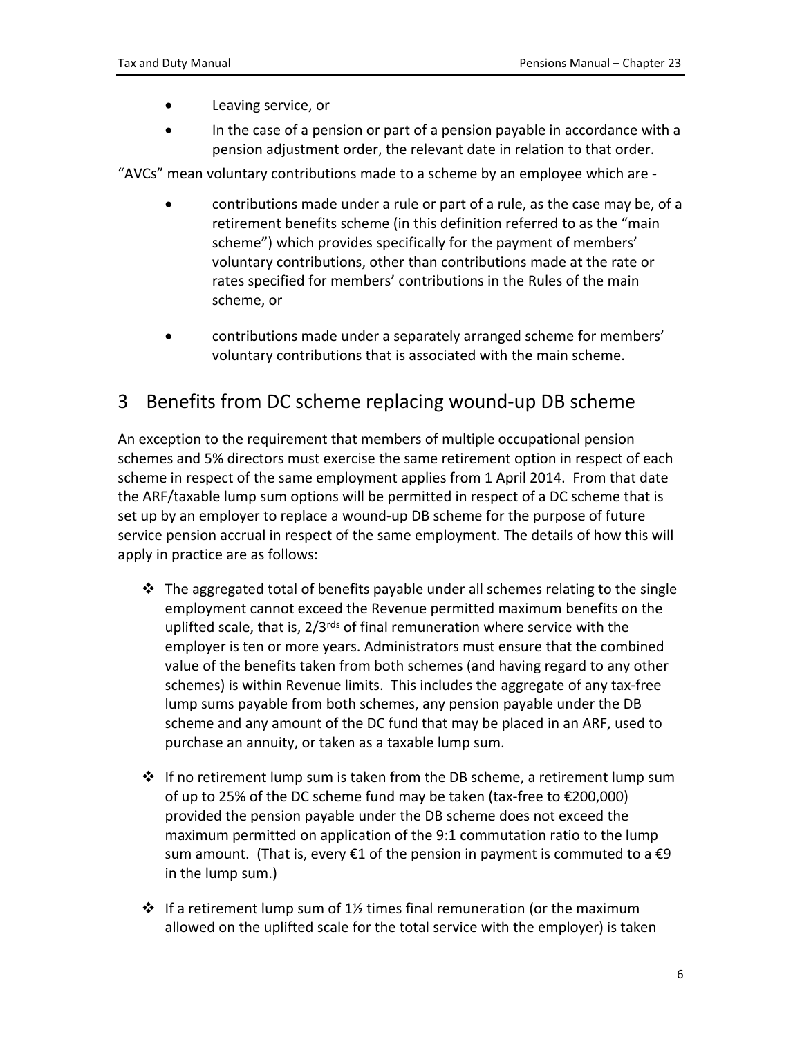- Leaving service, or
- In the case of a pension or part of a pension payable in accordance with a pension adjustment order, the relevant date in relation to that order.

"AVCs" mean voluntary contributions made to a scheme by an employee which are -

- contributions made under a rule or part of a rule, as the case may be, of a retirement benefits scheme (in this definition referred to as the "main scheme") which provides specifically for the payment of members' voluntary contributions, other than contributions made at the rate or rates specified for members' contributions in the Rules of the main scheme, or

- contributions made under a separately arranged scheme for members' voluntary contributions that is associated with the main scheme.

## 3 Benefits from DC scheme replacing wound-up DB scheme

An exception to the requirement that members of multiple occupational pension schemes and 5% directors must exercise the same retirement option in respect of each scheme in respect of the same employment applies from 1 April 2014. From that date the ARF/taxable lump sum options will be permitted in respect of a DC scheme that is set up by an employer to replace a wound-up DB scheme for the purpose of future service pension accrual in respect of the same employment. The details of how this will apply in practice are as follows:

- The aggregated total of benefits payable under all schemes relating to the single employment cannot exceed the Revenue permitted maximum benefits on the uplifted scale, that is, 2/3rds of final remuneration where service with the employer is ten or more years. Administrators must ensure that the combined value of the benefits taken from both schemes (and having regard to any other schemes) is within Revenue limits. This includes the aggregate of any tax-free lump sums payable from both schemes, any pension payable under the DB scheme and any amount of the DC fund that may be placed in an ARF, used to purchase an annuity, or taken as a taxable lump sum.

- If no retirement lump sum is taken from the DB scheme, a retirement lump sum of up to 25% of the DC scheme fund may be taken (tax-free to €200,000) provided the pension payable under the DB scheme does not exceed the maximum permitted on application of the 9:1 commutation ratio to the lump sum amount. (That is, every €1 of the pension in payment is commuted to a €9 in the lump sum.)

- If a retirement lump sum of 1½ times final remuneration (or the maximum allowed on the uplifted scale for the total service with the employer) is taken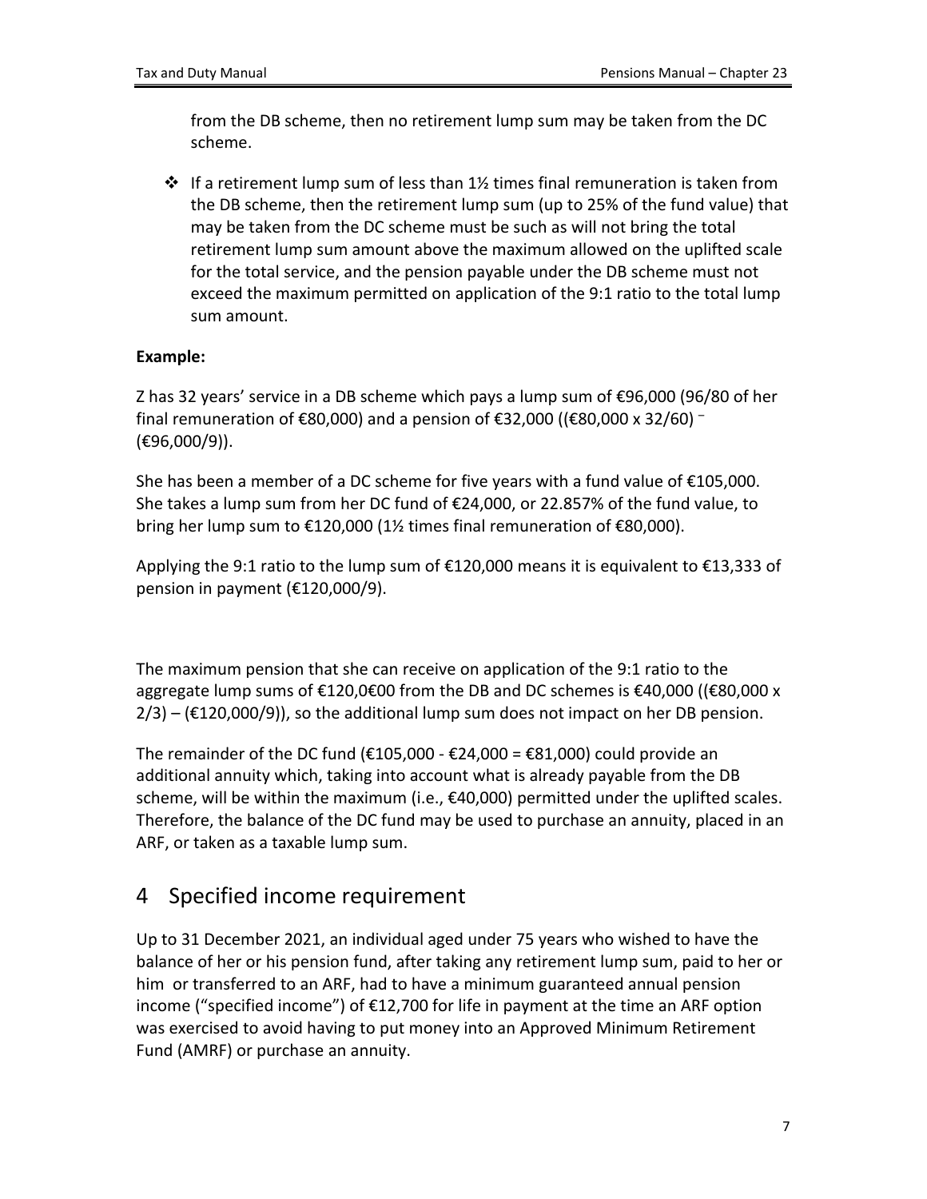from the DB scheme, then no retirement lump sum may be taken from the DC scheme.

- If a retirement lump sum of less than 1½ times final remuneration is taken from the DB scheme, then the retirement lump sum (up to 25% of the fund value) that may be taken from the DC scheme must be such as will not bring the total retirement lump sum amount above the maximum allowed on the uplifted scale for the total service, and the pension payable under the DB scheme must not exceed the maximum permitted on application of the 9:1 ratio to the total lump sum amount.

**Example:**

Z has 32 years' service in a DB scheme which pays a lump sum of €96,000 (96/80 of her final remuneration of €80,000) and a pension of €32,000 ((€80,000 x 32/60) – (€96,000/9)).

She has been a member of a DC scheme for five years with a fund value of €105,000. She takes a lump sum from her DC fund of €24,000, or 22.857% of the fund value, to bring her lump sum to €120,000 (1½ times final remuneration of €80,000).

Applying the 9:1 ratio to the lump sum of €120,000 means it is equivalent to €13,333 of pension in payment (€120,000/9).

The maximum pension that she can receive on application of the 9:1 ratio to the aggregate lump sums of €120,0€00 from the DB and DC schemes is €40,000 ((€80,000 x 2/3) – (€120,000/9)), so the additional lump sum does not impact on her DB pension.

The remainder of the DC fund (€105,000 - €24,000 = €81,000) could provide an additional annuity which, taking into account what is already payable from the DB scheme, will be within the maximum (i.e., €40,000) permitted under the uplifted scales. Therefore, the balance of the DC fund may be used to purchase an annuity, placed in an ARF, or taken as a taxable lump sum.

# 4 Specified income requirement

Up to 31 December 2021, an individual aged under 75 years who wished to have the balance of her or his pension fund, after taking any retirement lump sum, paid to her or him or transferred to an ARF, had to have a minimum guaranteed annual pension income ("specified income") of €12,700 for life in payment at the time an ARF option was exercised to avoid having to put money into an Approved Minimum Retirement Fund (AMRF) or purchase an annuity.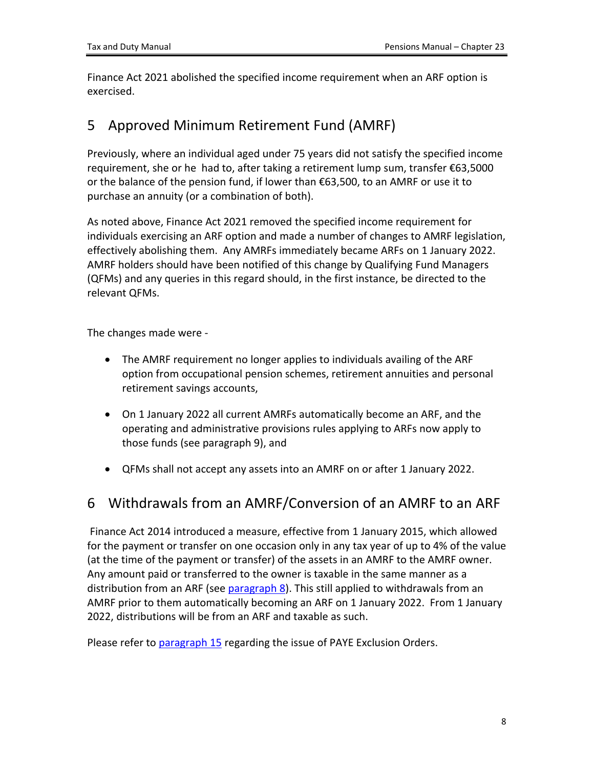Finance Act 2021 abolished the specified income requirement when an ARF option is exercised.

# 5 Approved Minimum Retirement Fund (AMRF)

Previously, where an individual aged under 75 years did not satisfy the specified income requirement, she or he had to, after taking a retirement lump sum, transfer €63,5000 or the balance of the pension fund, if lower than €63,500, to an AMRF or use it to purchase an annuity (or a combination of both).

As noted above, Finance Act 2021 removed the specified income requirement for individuals exercising an ARF option and made a number of changes to AMRF legislation, effectively abolishing them. Any AMRFs immediately became ARFs on 1 January 2022. AMRF holders should have been notified of this change by Qualifying Fund Managers (QFMs) and any queries in this regard should, in the first instance, be directed to the relevant QFMs.

The changes made were -

- The AMRF requirement no longer applies to individuals availing of the ARF option from occupational pension schemes, retirement annuities and personal retirement savings accounts,
- On 1 January 2022 all current AMRFs automatically become an ARF, and the operating and administrative provisions rules applying to ARFs now apply to those funds (see paragraph 9), and
- QFMs shall not accept any assets into an AMRF on or after 1 January 2022.

# 6 Withdrawals from an AMRF/Conversion of an AMRF to an ARF

Finance Act 2014 introduced a measure, effective from 1 January 2015, which allowed for the payment or transfer on one occasion only in any tax year of up to 4% of the value (at the time of the payment or transfer) of the assets in an AMRF to the AMRF owner. Any amount paid or transferred to the owner is taxable in the same manner as a distribution from an ARF (see paragraph 8). This still applied to withdrawals from an AMRF prior to them automatically becoming an ARF on 1 January 2022. From 1 January 2022, distributions will be from an ARF and taxable as such.

Please refer to paragraph 15 regarding the issue of PAYE Exclusion Orders.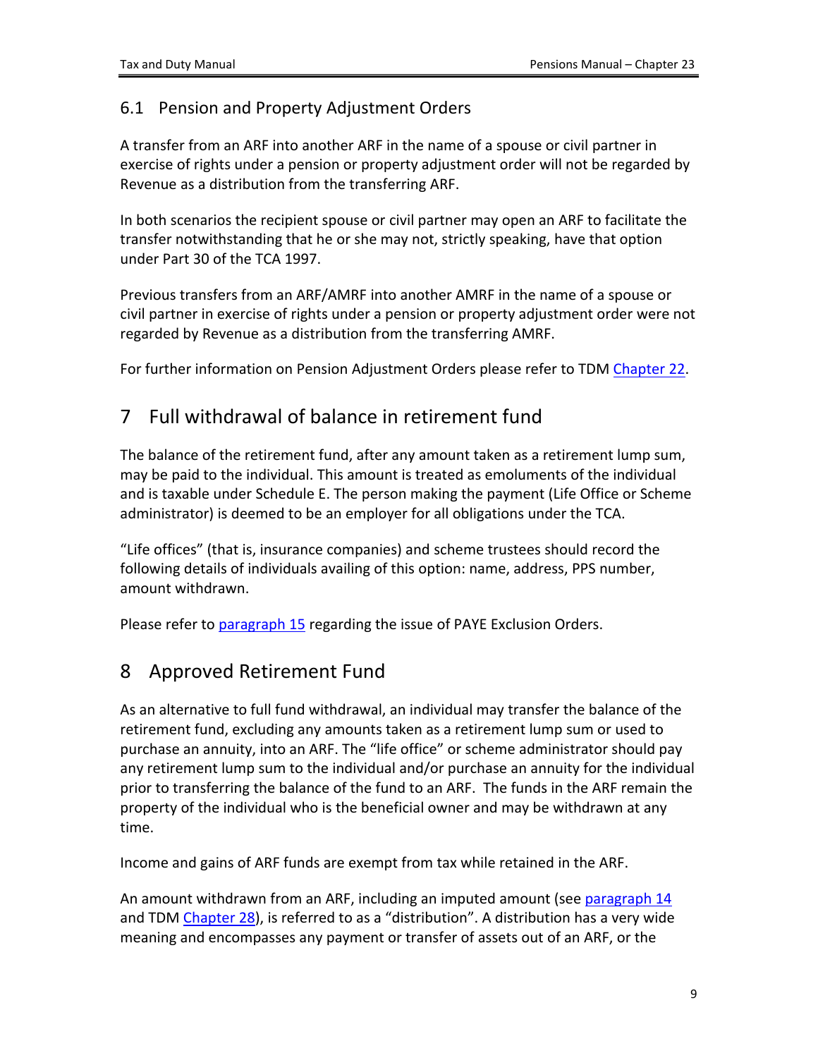### 6.1 Pension and Property Adjustment Orders

A transfer from an ARF into another ARF in the name of a spouse or civil partner in exercise of rights under a pension or property adjustment order will not be regarded by Revenue as a distribution from the transferring ARF.

In both scenarios the recipient spouse or civil partner may open an ARF to facilitate the transfer notwithstanding that he or she may not, strictly speaking, have that option under Part 30 of the TCA 1997.

Previous transfers from an ARF/AMRF into another AMRF in the name of a spouse or civil partner in exercise of rights under a pension or property adjustment order were not regarded by Revenue as a distribution from the transferring AMRF.

For further information on Pension Adjustment Orders please refer to TDM Chapter 22.

## 7 Full withdrawal of balance in retirement fund

The balance of the retirement fund, after any amount taken as a retirement lump sum, may be paid to the individual. This amount is treated as emoluments of the individual and is taxable under Schedule E. The person making the payment (Life Office or Scheme administrator) is deemed to be an employer for all obligations under the TCA.

"Life offices" (that is, insurance companies) and scheme trustees should record the following details of individuals availing of this option: name, address, PPS number, amount withdrawn.

Please refer to paragraph 15 regarding the issue of PAYE Exclusion Orders.

## 8 Approved Retirement Fund

As an alternative to full fund withdrawal, an individual may transfer the balance of the retirement fund, excluding any amounts taken as a retirement lump sum or used to purchase an annuity, into an ARF. The "life office" or scheme administrator should pay any retirement lump sum to the individual and/or purchase an annuity for the individual prior to transferring the balance of the fund to an ARF. The funds in the ARF remain the property of the individual who is the beneficial owner and may be withdrawn at any time.

Income and gains of ARF funds are exempt from tax while retained in the ARF.

An amount withdrawn from an ARF, including an imputed amount (see paragraph 14 and TDM Chapter 28), is referred to as a "distribution". A distribution has a very wide meaning and encompasses any payment or transfer of assets out of an ARF, or the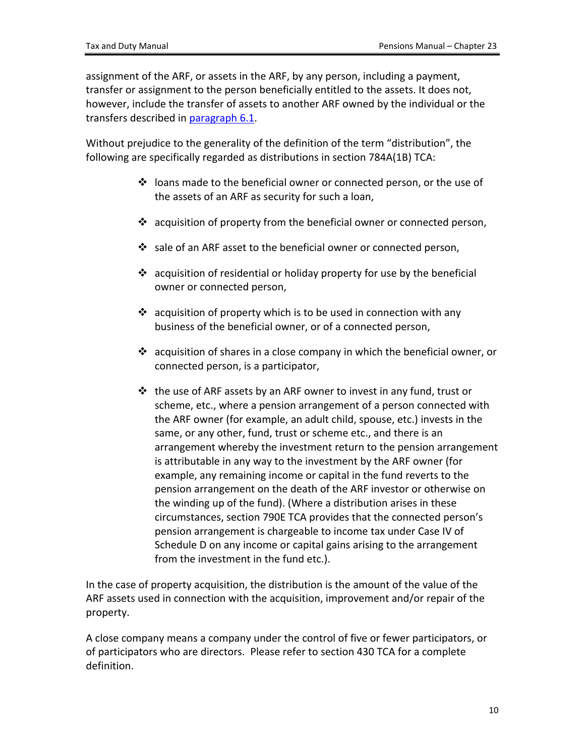assignment of the ARF, or assets in the ARF, by any person, including a payment, transfer or assignment to the person beneficially entitled to the assets. It does not, however, include the transfer of assets to another ARF owned by the individual or the transfers described in [paragraph 6.1](#).

Without prejudice to the generality of the definition of the term "distribution", the following are specifically regarded as distributions in section 784A(1B) TCA:

- loans made to the beneficial owner or connected person, or the use of the assets of an ARF as security for such a loan,
- acquisition of property from the beneficial owner or connected person,
- sale of an ARF asset to the beneficial owner or connected person,
- acquisition of residential or holiday property for use by the beneficial owner or connected person,
- acquisition of property which is to be used in connection with any business of the beneficial owner, or of a connected person,
- acquisition of shares in a close company in which the beneficial owner, or connected person, is a participator,
- the use of ARF assets by an ARF owner to invest in any fund, trust or scheme, etc., where a pension arrangement of a person connected with the ARF owner (for example, an adult child, spouse, etc.) invests in the same, or any other, fund, trust or scheme etc., and there is an arrangement whereby the investment return to the pension arrangement is attributable in any way to the investment by the ARF owner (for example, any remaining income or capital in the fund reverts to the pension arrangement on the death of the ARF investor or otherwise on the winding up of the fund). (Where a distribution arises in these circumstances, section 790E TCA provides that the connected person's pension arrangement is chargeable to income tax under Case IV of Schedule D on any income or capital gains arising to the arrangement from the investment in the fund etc.).

In the case of property acquisition, the distribution is the amount of the value of the ARF assets used in connection with the acquisition, improvement and/or repair of the property.

A close company means a company under the control of five or fewer participators, or of participators who are directors. Please refer to section 430 TCA for a complete definition.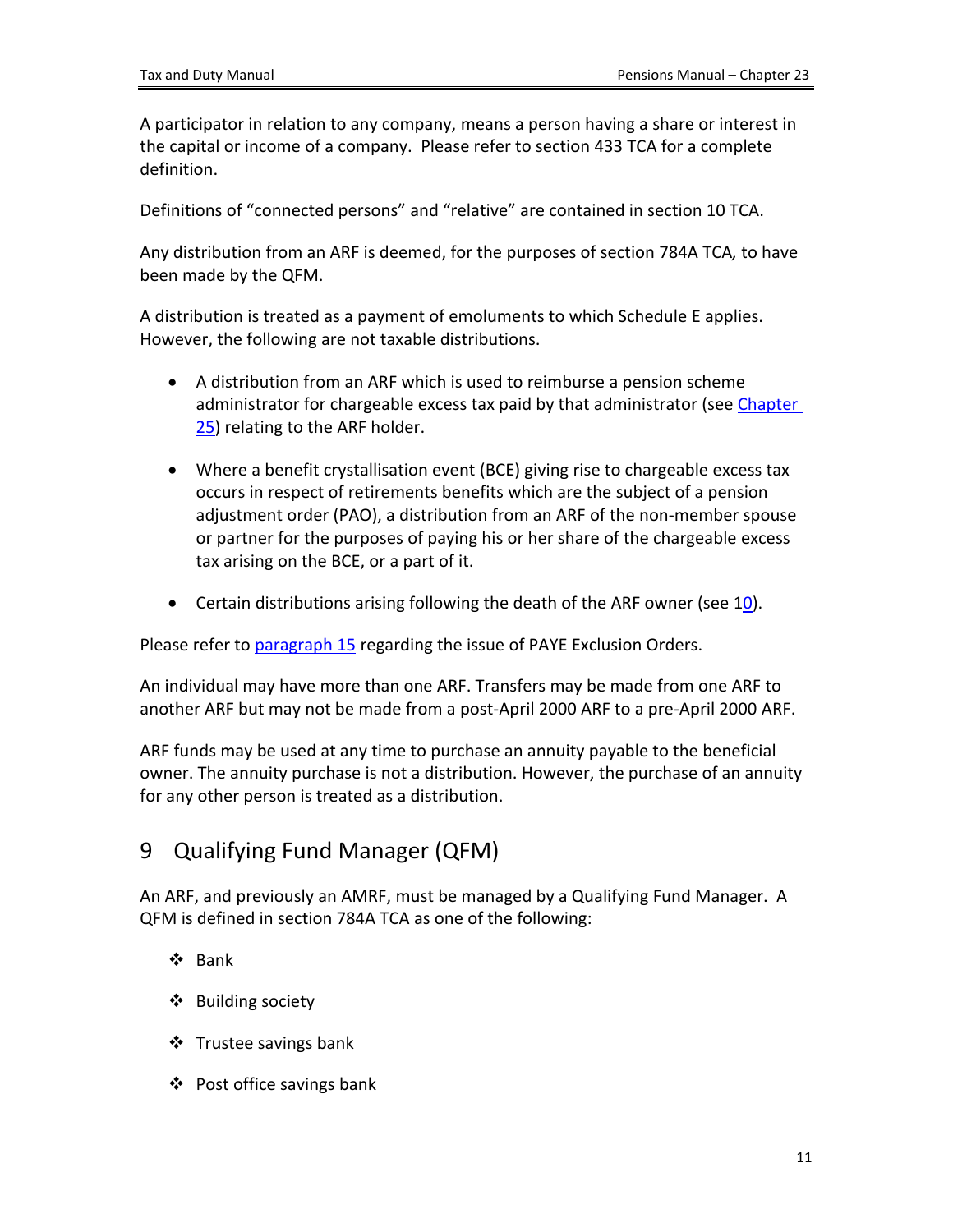A participator in relation to any company, means a person having a share or interest in the capital or income of a company. Please refer to section 433 TCA for a complete definition.

Definitions of "connected persons" and "relative" are contained in section 10 TCA.

Any distribution from an ARF is deemed, for the purposes of section 784A TCA*,* to have been made by the QFM.

A distribution is treated as a payment of emoluments to which Schedule E applies. However, the following are not taxable distributions.

- A distribution from an ARF which is used to reimburse a pension scheme administrator for chargeable excess tax paid by that administrator (see Chapter 25) relating to the ARF holder.
- Where a benefit crystallisation event (BCE) giving rise to chargeable excess tax occurs in respect of retirements benefits which are the subject of a pension adjustment order (PAO), a distribution from an ARF of the non-member spouse or partner for the purposes of paying his or her share of the chargeable excess tax arising on the BCE, or a part of it.
- Certain distributions arising following the death of the ARF owner (see 10).

Please refer to paragraph 15 regarding the issue of PAYE Exclusion Orders.

An individual may have more than one ARF. Transfers may be made from one ARF to another ARF but may not be made from a post-April 2000 ARF to a pre-April 2000 ARF.

ARF funds may be used at any time to purchase an annuity payable to the beneficial owner. The annuity purchase is not a distribution. However, the purchase of an annuity for any other person is treated as a distribution.

# 9 Qualifying Fund Manager (QFM)

An ARF, and previously an AMRF, must be managed by a Qualifying Fund Manager. A QFM is defined in section 784A TCA as one of the following:

- Bank
- Building society
- Trustee savings bank
- Post office savings bank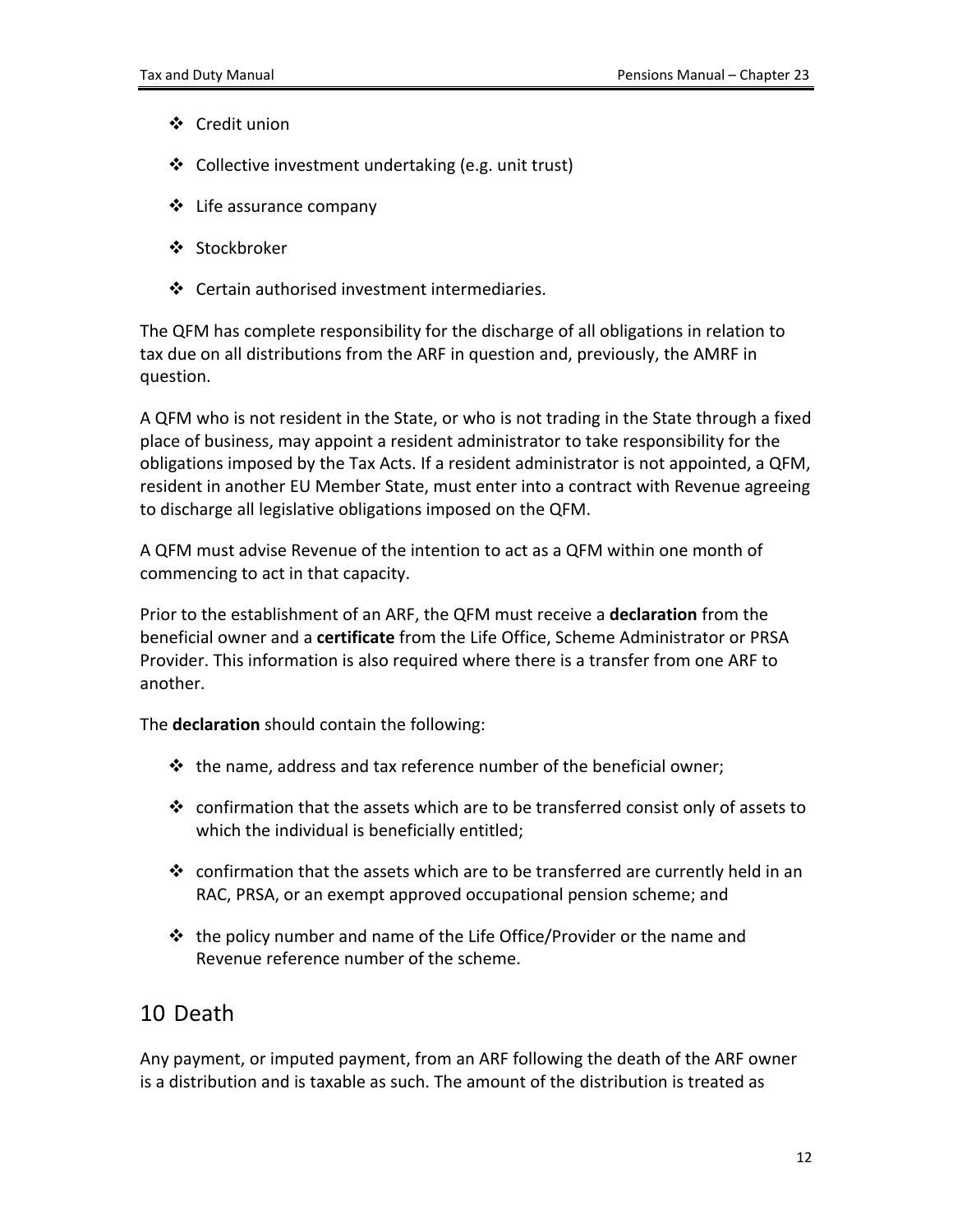- Credit union
- Collective investment undertaking (e.g. unit trust)
- Life assurance company
- Stockbroker
- Certain authorised investment intermediaries.

The QFM has complete responsibility for the discharge of all obligations in relation to tax due on all distributions from the ARF in question and, previously, the AMRF in question.

A QFM who is not resident in the State, or who is not trading in the State through a fixed place of business, may appoint a resident administrator to take responsibility for the obligations imposed by the Tax Acts. If a resident administrator is not appointed, a QFM, resident in another EU Member State, must enter into a contract with Revenue agreeing to discharge all legislative obligations imposed on the QFM.

A QFM must advise Revenue of the intention to act as a QFM within one month of commencing to act in that capacity.

Prior to the establishment of an ARF, the QFM must receive a **declaration** from the beneficial owner and a **certificate** from the Life Office, Scheme Administrator or PRSA Provider. This information is also required where there is a transfer from one ARF to another.

The **declaration** should contain the following:

- the name, address and tax reference number of the beneficial owner;
- confirmation that the assets which are to be transferred consist only of assets to which the individual is beneficially entitled;
- confirmation that the assets which are to be transferred are currently held in an RAC, PRSA, or an exempt approved occupational pension scheme; and
- the policy number and name of the Life Office/Provider or the name and Revenue reference number of the scheme.

## 10 Death

Any payment, or imputed payment, from an ARF following the death of the ARF owner is a distribution and is taxable as such. The amount of the distribution is treated as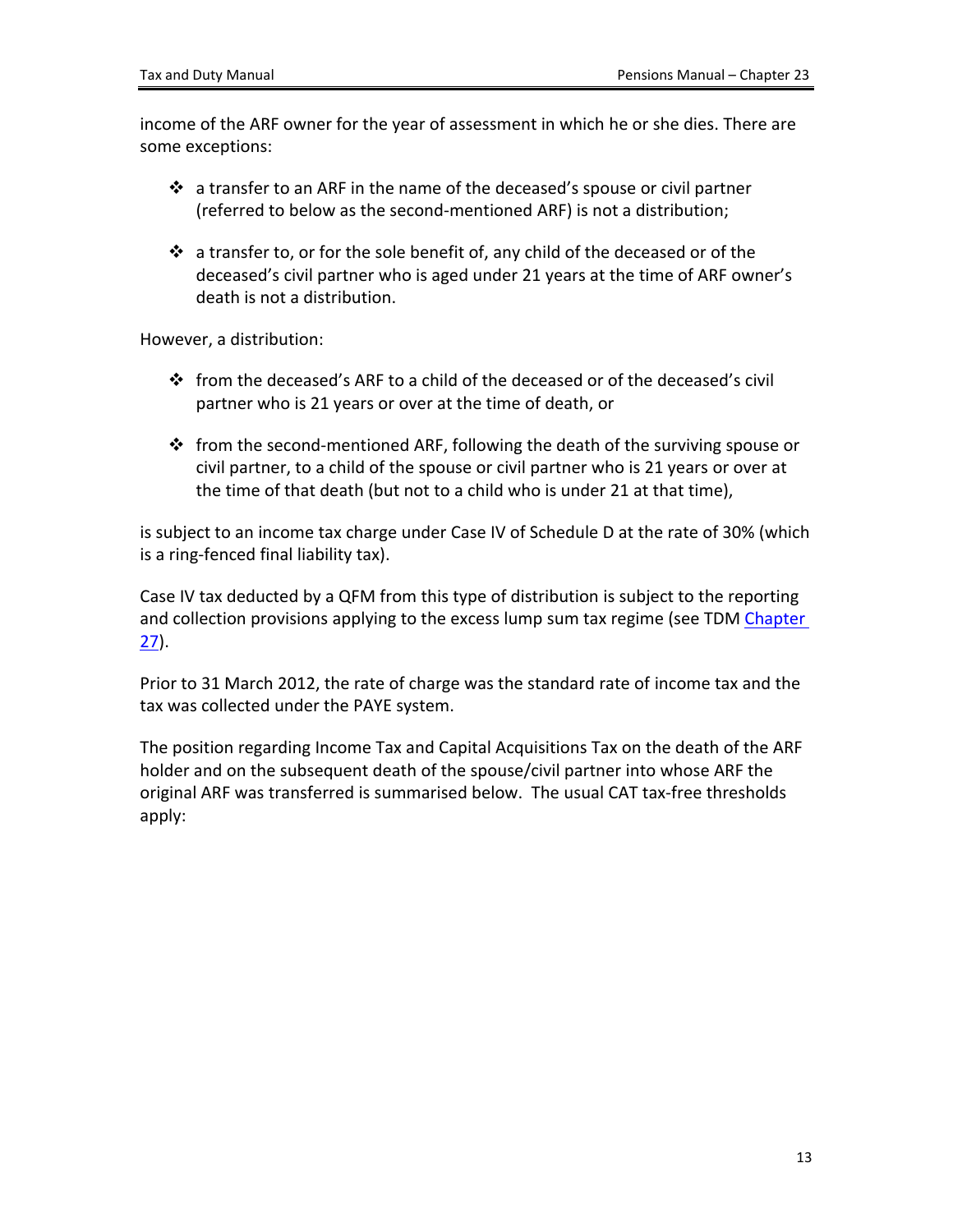income of the ARF owner for the year of assessment in which he or she dies. There are some exceptions:

- a transfer to an ARF in the name of the deceased's spouse or civil partner (referred to below as the second-mentioned ARF) is not a distribution;

- a transfer to, or for the sole benefit of, any child of the deceased or of the deceased's civil partner who is aged under 21 years at the time of ARF owner's death is not a distribution.

However, a distribution:

- from the deceased's ARF to a child of the deceased or of the deceased's civil partner who is 21 years or over at the time of death, or

- from the second-mentioned ARF, following the death of the surviving spouse or civil partner, to a child of the spouse or civil partner who is 21 years or over at the time of that death (but not to a child who is under 21 at that time),

is subject to an income tax charge under Case IV of Schedule D at the rate of 30% (which is a ring-fenced final liability tax).

Case IV tax deducted by a QFM from this type of distribution is subject to the reporting and collection provisions applying to the excess lump sum tax regime (see TDM Chapter 27).

Prior to 31 March 2012, the rate of charge was the standard rate of income tax and the tax was collected under the PAYE system.

The position regarding Income Tax and Capital Acquisitions Tax on the death of the ARF holder and on the subsequent death of the spouse/civil partner into whose ARF the original ARF was transferred is summarised below. The usual CAT tax-free thresholds apply: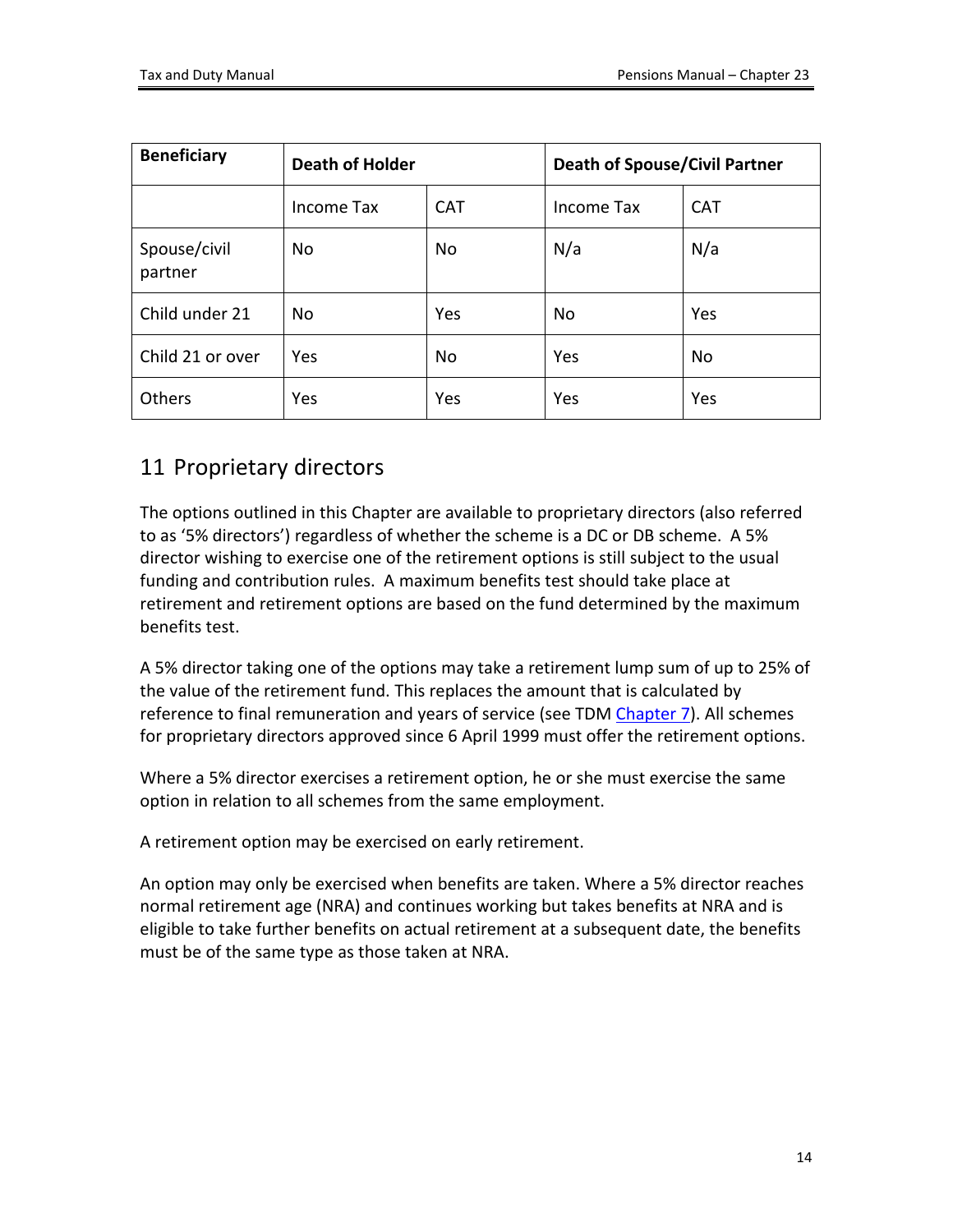| Beneficiary | Death of Holder | | Death of Spouse/Civil Partner | |
|---|---|---|---|---|
| | Income Tax | CAT | Income Tax | CAT |
| Spouse/civil partner | No | No | N/a | N/a |
| Child under 21 | No | Yes | No | Yes |
| Child 21 or over | Yes | No | Yes | No |
| Others | Yes | Yes | Yes | Yes |

## 11 Proprietary directors

The options outlined in this Chapter are available to proprietary directors (also referred to as '5% directors') regardless of whether the scheme is a DC or DB scheme. A 5% director wishing to exercise one of the retirement options is still subject to the usual funding and contribution rules. A maximum benefits test should take place at retirement and retirement options are based on the fund determined by the maximum benefits test.

A 5% director taking one of the options may take a retirement lump sum of up to 25% of the value of the retirement fund. This replaces the amount that is calculated by reference to final remuneration and years of service (see TDM Chapter 7). All schemes for proprietary directors approved since 6 April 1999 must offer the retirement options.

Where a 5% director exercises a retirement option, he or she must exercise the same option in relation to all schemes from the same employment.

A retirement option may be exercised on early retirement.

An option may only be exercised when benefits are taken. Where a 5% director reaches normal retirement age (NRA) and continues working but takes benefits at NRA and is eligible to take further benefits on actual retirement at a subsequent date, the benefits must be of the same type as those taken at NRA.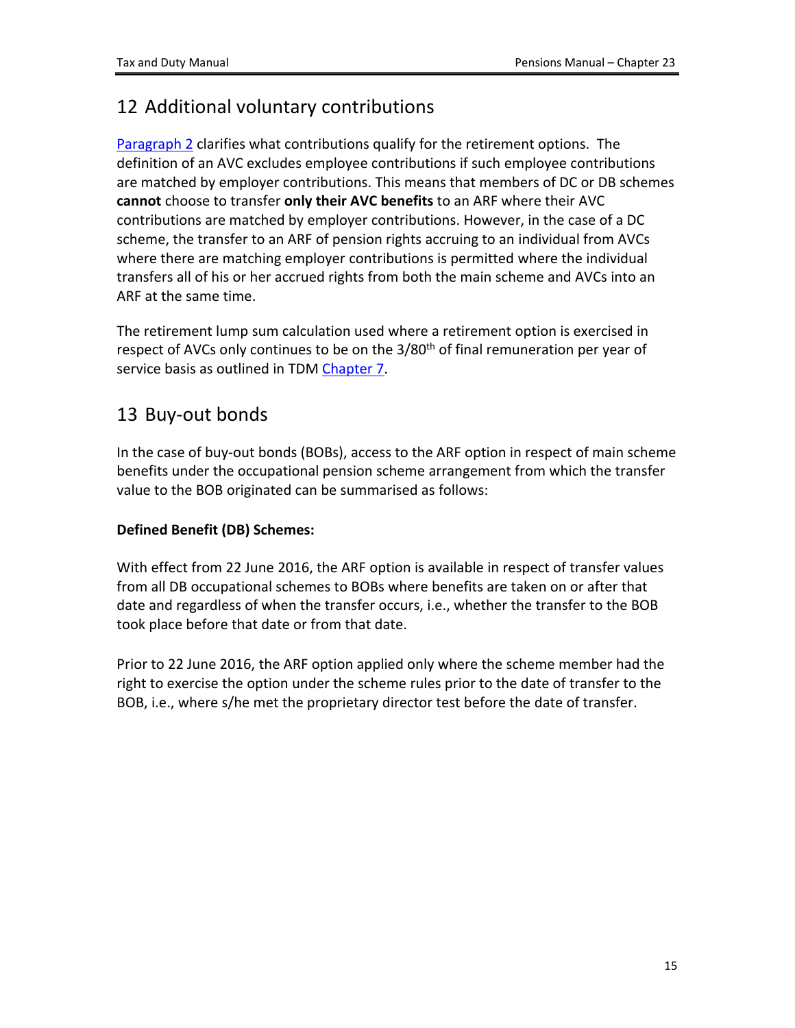## 12 Additional voluntary contributions

[Paragraph 2](#) clarifies what contributions qualify for the retirement options. The definition of an AVC excludes employee contributions if such employee contributions are matched by employer contributions. This means that members of DC or DB schemes **cannot** choose to transfer **only their AVC benefits** to an ARF where their AVC contributions are matched by employer contributions. However, in the case of a DC scheme, the transfer to an ARF of pension rights accruing to an individual from AVCs where there are matching employer contributions is permitted where the individual transfers all of his or her accrued rights from both the main scheme and AVCs into an ARF at the same time.

The retirement lump sum calculation used where a retirement option is exercised in respect of AVCs only continues to be on the 3/80th of final remuneration per year of service basis as outlined in TDM [Chapter 7](#).

## 13 Buy-out bonds

In the case of buy-out bonds (BOBs), access to the ARF option in respect of main scheme benefits under the occupational pension scheme arrangement from which the transfer value to the BOB originated can be summarised as follows:

**Defined Benefit (DB) Schemes:**

With effect from 22 June 2016, the ARF option is available in respect of transfer values from all DB occupational schemes to BOBs where benefits are taken on or after that date and regardless of when the transfer occurs, i.e., whether the transfer to the BOB took place before that date or from that date.

Prior to 22 June 2016, the ARF option applied only where the scheme member had the right to exercise the option under the scheme rules prior to the date of transfer to the BOB, i.e., where s/he met the proprietary director test before the date of transfer.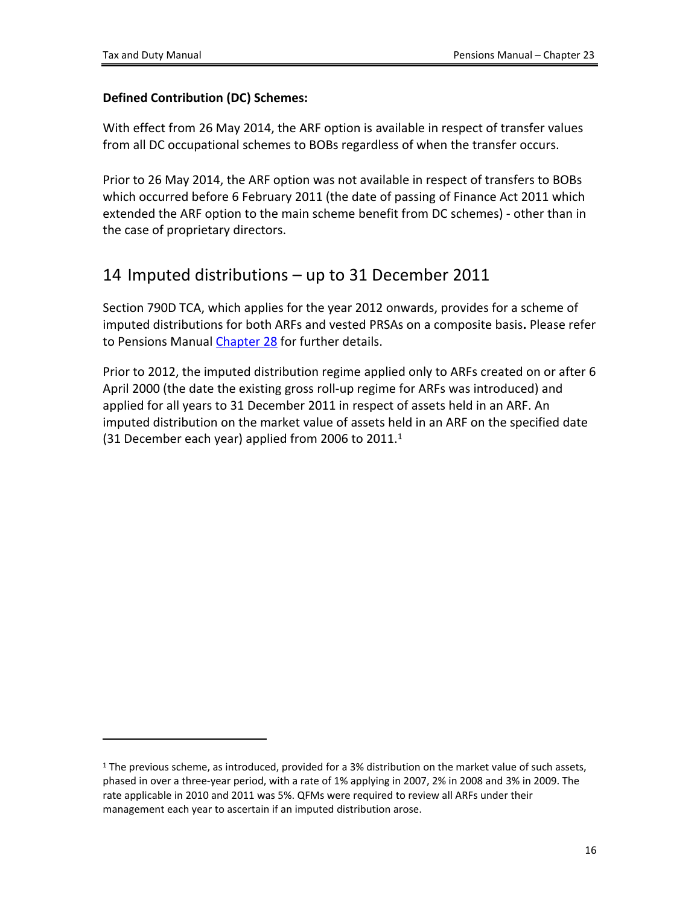**Defined Contribution (DC) Schemes:**

With effect from 26 May 2014, the ARF option is available in respect of transfer values from all DC occupational schemes to BOBs regardless of when the transfer occurs.

Prior to 26 May 2014, the ARF option was not available in respect of transfers to BOBs which occurred before 6 February 2011 (the date of passing of Finance Act 2011 which extended the ARF option to the main scheme benefit from DC schemes) - other than in the case of proprietary directors.

## 14 Imputed distributions – up to 31 December 2011

Section 790D TCA, which applies for the year 2012 onwards, provides for a scheme of imputed distributions for both ARFs and vested PRSAs on a composite basis**.** Please refer to Pensions Manual [Chapter 28](Chapter 28) for further details.

Prior to 2012, the imputed distribution regime applied only to ARFs created on or after 6 April 2000 (the date the existing gross roll-up regime for ARFs was introduced) and applied for all years to 31 December 2011 in respect of assets held in an ARF. An imputed distribution on the market value of assets held in an ARF on the specified date (31 December each year) applied from 2006 to 2011.[1]

---

[1] The previous scheme, as introduced, provided for a 3% distribution on the market value of such assets, phased in over a three-year period, with a rate of 1% applying in 2007, 2% in 2008 and 3% in 2009. The rate applicable in 2010 and 2011 was 5%. QFMs were required to review all ARFs under their management each year to ascertain if an imputed distribution arose.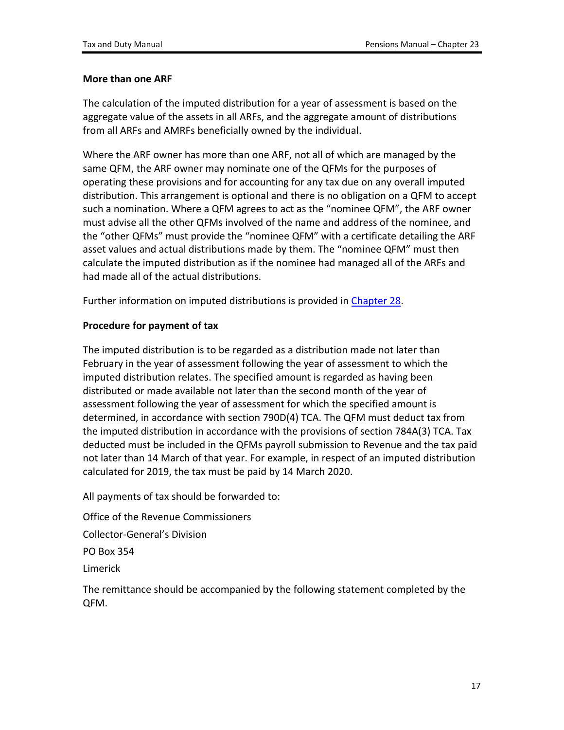### More than one ARF

The calculation of the imputed distribution for a year of assessment is based on the aggregate value of the assets in all ARFs, and the aggregate amount of distributions from all ARFs and AMRFs beneficially owned by the individual.

Where the ARF owner has more than one ARF, not all of which are managed by the same QFM, the ARF owner may nominate one of the QFMs for the purposes of operating these provisions and for accounting for any tax due on any overall imputed distribution. This arrangement is optional and there is no obligation on a QFM to accept such a nomination. Where a QFM agrees to act as the "nominee QFM", the ARF owner must advise all the other QFMs involved of the name and address of the nominee, and the "other QFMs" must provide the "nominee QFM" with a certificate detailing the ARF asset values and actual distributions made by them. The "nominee QFM" must then calculate the imputed distribution as if the nominee had managed all of the ARFs and had made all of the actual distributions.

Further information on imputed distributions is provided in [Chapter 28](#).

### Procedure for payment of tax

The imputed distribution is to be regarded as a distribution made not later than February in the year of assessment following the year of assessment to which the imputed distribution relates. The specified amount is regarded as having been distributed or made available not later than the second month of the year of assessment following the year of assessment for which the specified amount is determined, in accordance with section 790D(4) TCA. The QFM must deduct tax from the imputed distribution in accordance with the provisions of section 784A(3) TCA. Tax deducted must be included in the QFMs payroll submission to Revenue and the tax paid not later than 14 March of that year. For example, in respect of an imputed distribution calculated for 2019, the tax must be paid by 14 March 2020.

All payments of tax should be forwarded to:

Office of the Revenue Commissioners

Collector-General's Division

PO Box 354

Limerick

The remittance should be accompanied by the following statement completed by the QFM.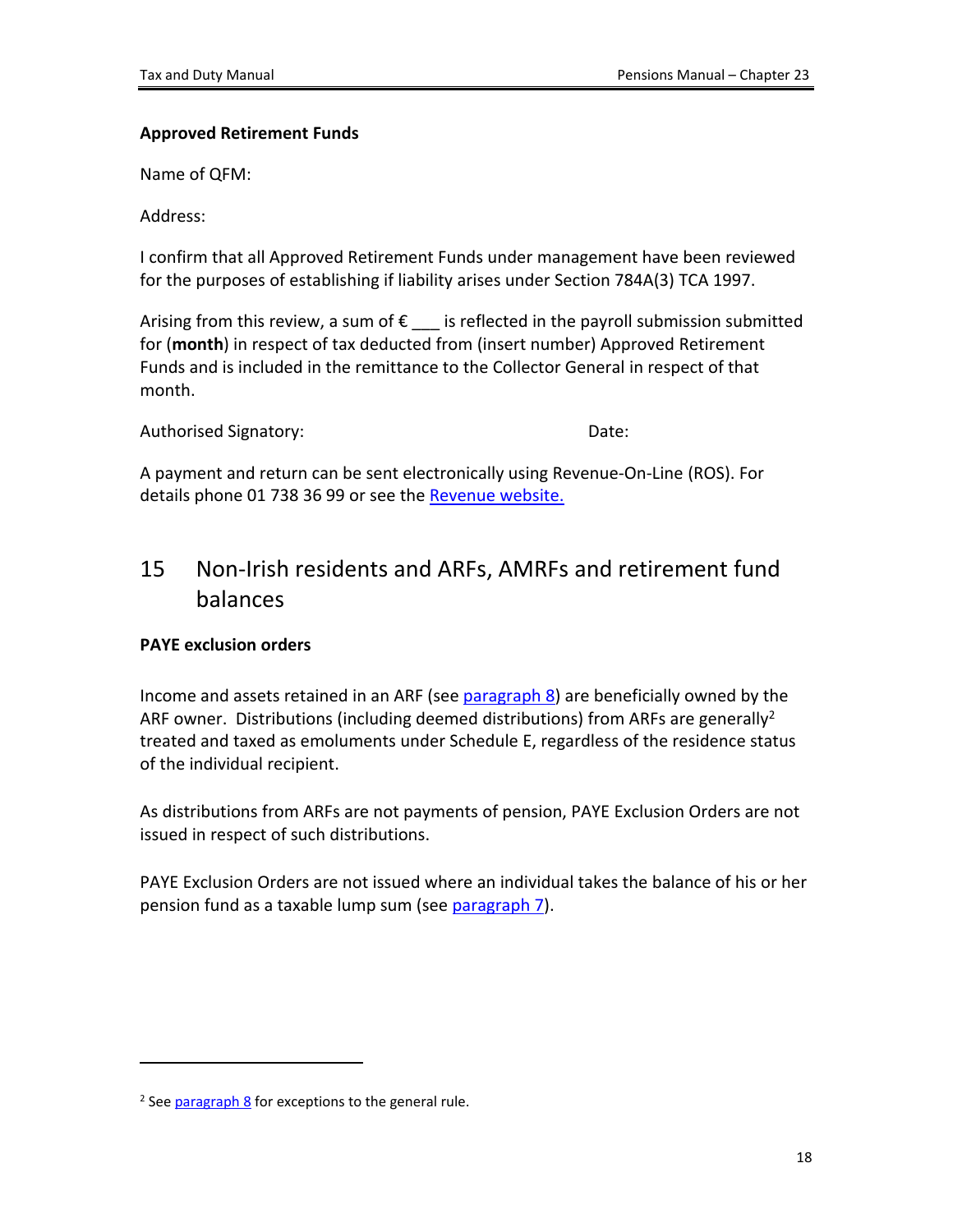**Approved Retirement Funds**

Name of QFM:

Address:

I confirm that all Approved Retirement Funds under management have been reviewed for the purposes of establishing if liability arises under Section 784A(3) TCA 1997.

Arising from this review, a sum of € ___ is reflected in the payroll submission submitted for (**month**) in respect of tax deducted from (insert number) Approved Retirement Funds and is included in the remittance to the Collector General in respect of that month.

Authorised Signatory: Date:

A payment and return can be sent electronically using Revenue-On-Line (ROS). For details phone 01 738 36 99 or see the Revenue website.

## 15 Non-Irish residents and ARFs, AMRFs and retirement fund balances

**PAYE exclusion orders**

Income and assets retained in an ARF (see paragraph 8) are beneficially owned by the ARF owner. Distributions (including deemed distributions) from ARFs are generally[2] treated and taxed as emoluments under Schedule E, regardless of the residence status of the individual recipient.

As distributions from ARFs are not payments of pension, PAYE Exclusion Orders are not issued in respect of such distributions.

PAYE Exclusion Orders are not issued where an individual takes the balance of his or her pension fund as a taxable lump sum (see paragraph 7).

---

[2] See paragraph 8 for exceptions to the general rule.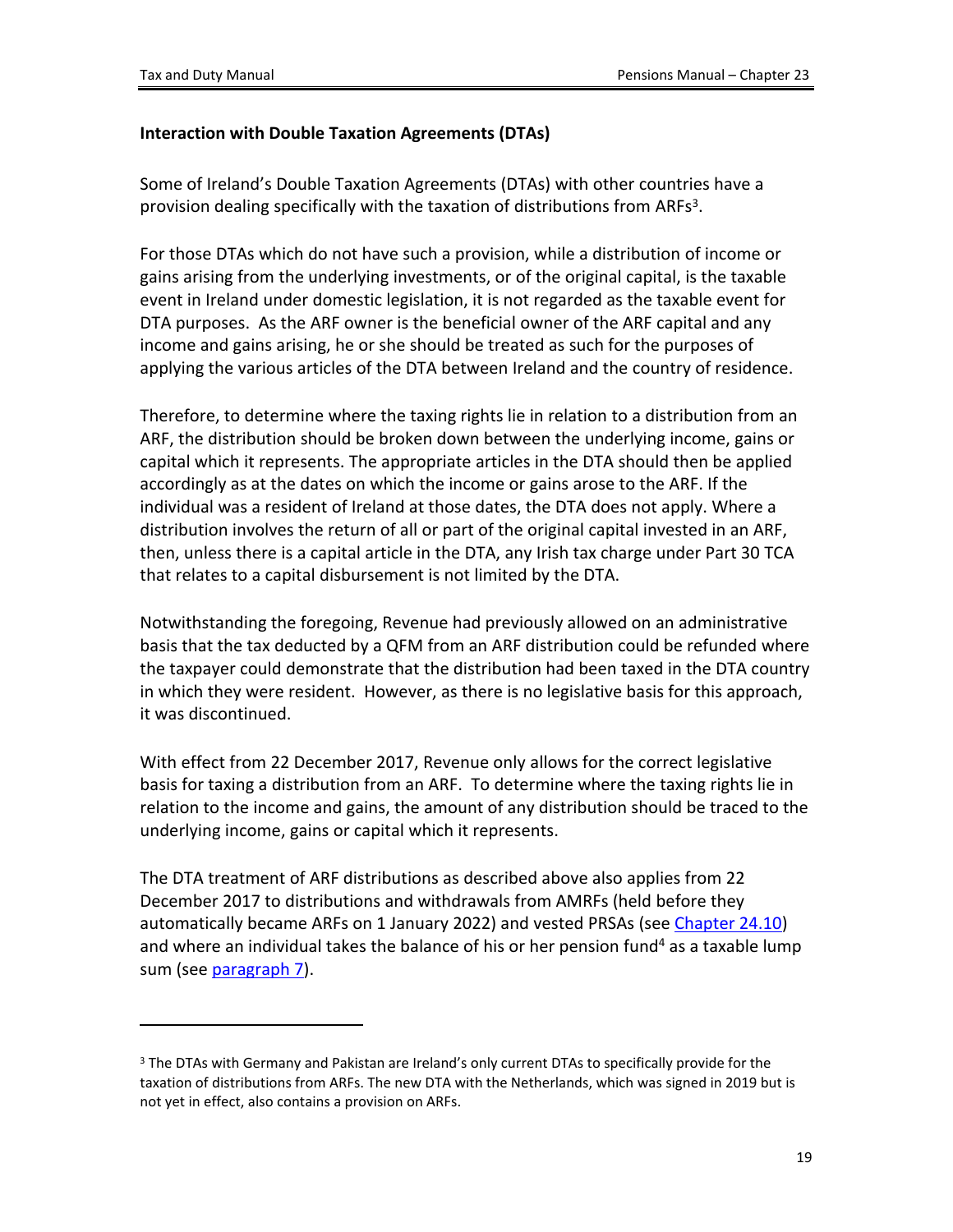**Interaction with Double Taxation Agreements (DTAs)**

Some of Ireland's Double Taxation Agreements (DTAs) with other countries have a provision dealing specifically with the taxation of distributions from ARFs[3].

For those DTAs which do not have such a provision, while a distribution of income or gains arising from the underlying investments, or of the original capital, is the taxable event in Ireland under domestic legislation, it is not regarded as the taxable event for DTA purposes. As the ARF owner is the beneficial owner of the ARF capital and any income and gains arising, he or she should be treated as such for the purposes of applying the various articles of the DTA between Ireland and the country of residence.

Therefore, to determine where the taxing rights lie in relation to a distribution from an ARF, the distribution should be broken down between the underlying income, gains or capital which it represents. The appropriate articles in the DTA should then be applied accordingly as at the dates on which the income or gains arose to the ARF. If the individual was a resident of Ireland at those dates, the DTA does not apply. Where a distribution involves the return of all or part of the original capital invested in an ARF, then, unless there is a capital article in the DTA, any Irish tax charge under Part 30 TCA that relates to a capital disbursement is not limited by the DTA.

Notwithstanding the foregoing, Revenue had previously allowed on an administrative basis that the tax deducted by a QFM from an ARF distribution could be refunded where the taxpayer could demonstrate that the distribution had been taxed in the DTA country in which they were resident. However, as there is no legislative basis for this approach, it was discontinued.

With effect from 22 December 2017, Revenue only allows for the correct legislative basis for taxing a distribution from an ARF. To determine where the taxing rights lie in relation to the income and gains, the amount of any distribution should be traced to the underlying income, gains or capital which it represents.

The DTA treatment of ARF distributions as described above also applies from 22 December 2017 to distributions and withdrawals from AMRFs (held before they automatically became ARFs on 1 January 2022) and vested PRSAs (see Chapter 24.10) and where an individual takes the balance of his or her pension fund[4] as a taxable lump sum (see paragraph 7).

---

[3] The DTAs with Germany and Pakistan are Ireland's only current DTAs to specifically provide for the taxation of distributions from ARFs. The new DTA with the Netherlands, which was signed in 2019 but is not yet in effect, also contains a provision on ARFs.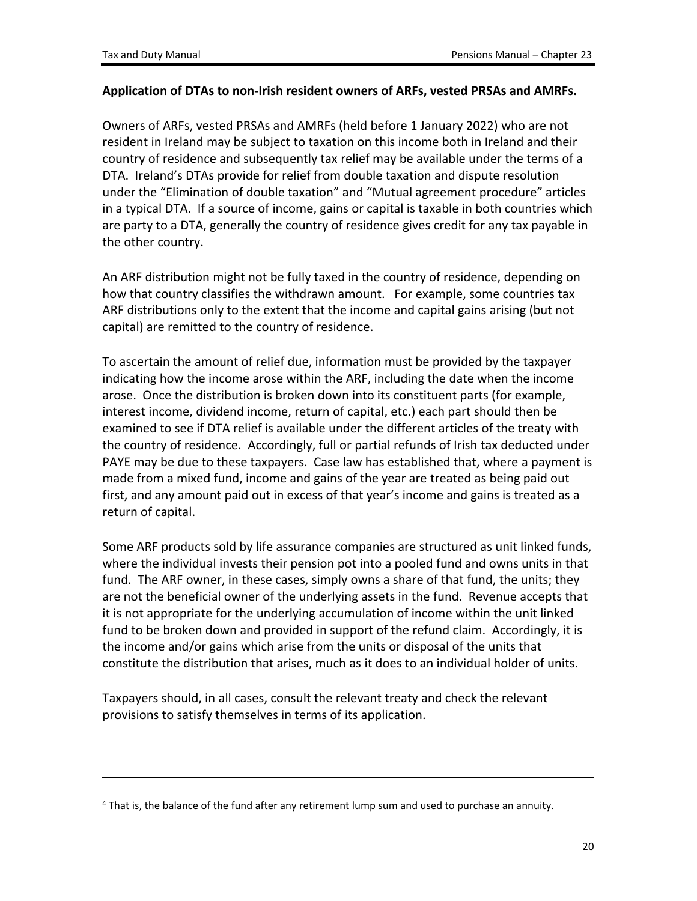**Application of DTAs to non-Irish resident owners of ARFs, vested PRSAs and AMRFs.**

Owners of ARFs, vested PRSAs and AMRFs (held before 1 January 2022) who are not resident in Ireland may be subject to taxation on this income both in Ireland and their country of residence and subsequently tax relief may be available under the terms of a DTA. Ireland's DTAs provide for relief from double taxation and dispute resolution under the "Elimination of double taxation" and "Mutual agreement procedure" articles in a typical DTA. If a source of income, gains or capital is taxable in both countries which are party to a DTA, generally the country of residence gives credit for any tax payable in the other country.

An ARF distribution might not be fully taxed in the country of residence, depending on how that country classifies the withdrawn amount. For example, some countries tax ARF distributions only to the extent that the income and capital gains arising (but not capital) are remitted to the country of residence.

To ascertain the amount of relief due, information must be provided by the taxpayer indicating how the income arose within the ARF, including the date when the income arose. Once the distribution is broken down into its constituent parts (for example, interest income, dividend income, return of capital, etc.) each part should then be examined to see if DTA relief is available under the different articles of the treaty with the country of residence. Accordingly, full or partial refunds of Irish tax deducted under PAYE may be due to these taxpayers. Case law has established that, where a payment is made from a mixed fund, income and gains of the year are treated as being paid out first, and any amount paid out in excess of that year's income and gains is treated as a return of capital.

Some ARF products sold by life assurance companies are structured as unit linked funds, where the individual invests their pension pot into a pooled fund and owns units in that fund. The ARF owner, in these cases, simply owns a share of that fund, the units; they are not the beneficial owner of the underlying assets in the fund. Revenue accepts that it is not appropriate for the underlying accumulation of income within the unit linked fund to be broken down and provided in support of the refund claim. Accordingly, it is the income and/or gains which arise from the units or disposal of the units that constitute the distribution that arises, much as it does to an individual holder of units.

Taxpayers should, in all cases, consult the relevant treaty and check the relevant provisions to satisfy themselves in terms of its application.

---

[4] That is, the balance of the fund after any retirement lump sum and used to purchase an annuity.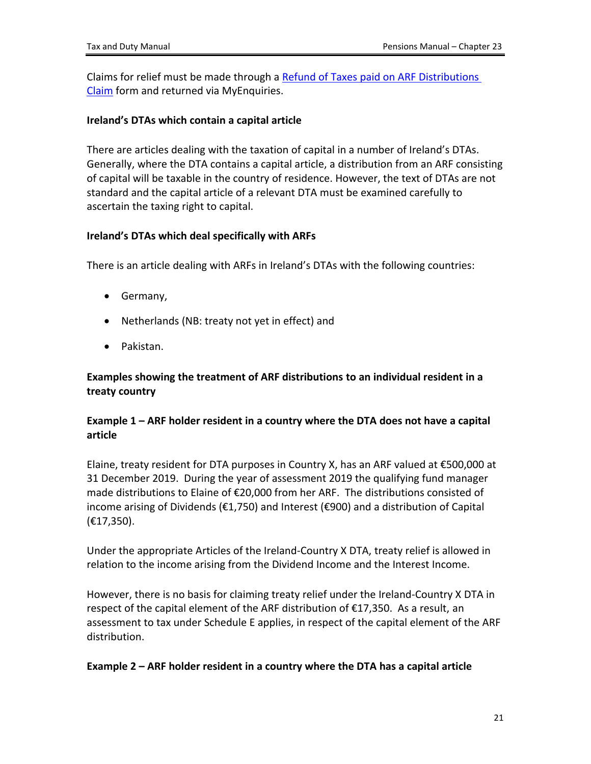Claims for relief must be made through a Refund of Taxes paid on ARF Distributions Claim form and returned via MyEnquiries.

**Ireland's DTAs which contain a capital article**

There are articles dealing with the taxation of capital in a number of Ireland's DTAs. Generally, where the DTA contains a capital article, a distribution from an ARF consisting of capital will be taxable in the country of residence. However, the text of DTAs are not standard and the capital article of a relevant DTA must be examined carefully to ascertain the taxing right to capital.

**Ireland's DTAs which deal specifically with ARFs**

There is an article dealing with ARFs in Ireland's DTAs with the following countries:

- Germany,
- Netherlands (NB: treaty not yet in effect) and
- Pakistan.

### Examples showing the treatment of ARF distributions to an individual resident in a treaty country

### Example 1 – ARF holder resident in a country where the DTA does not have a capital article

Elaine, treaty resident for DTA purposes in Country X, has an ARF valued at €500,000 at 31 December 2019. During the year of assessment 2019 the qualifying fund manager made distributions to Elaine of €20,000 from her ARF. The distributions consisted of income arising of Dividends (€1,750) and Interest (€900) and a distribution of Capital (€17,350).

Under the appropriate Articles of the Ireland-Country X DTA, treaty relief is allowed in relation to the income arising from the Dividend Income and the Interest Income.

However, there is no basis for claiming treaty relief under the Ireland-Country X DTA in respect of the capital element of the ARF distribution of €17,350. As a result, an assessment to tax under Schedule E applies, in respect of the capital element of the ARF distribution.

### Example 2 – ARF holder resident in a country where the DTA has a capital article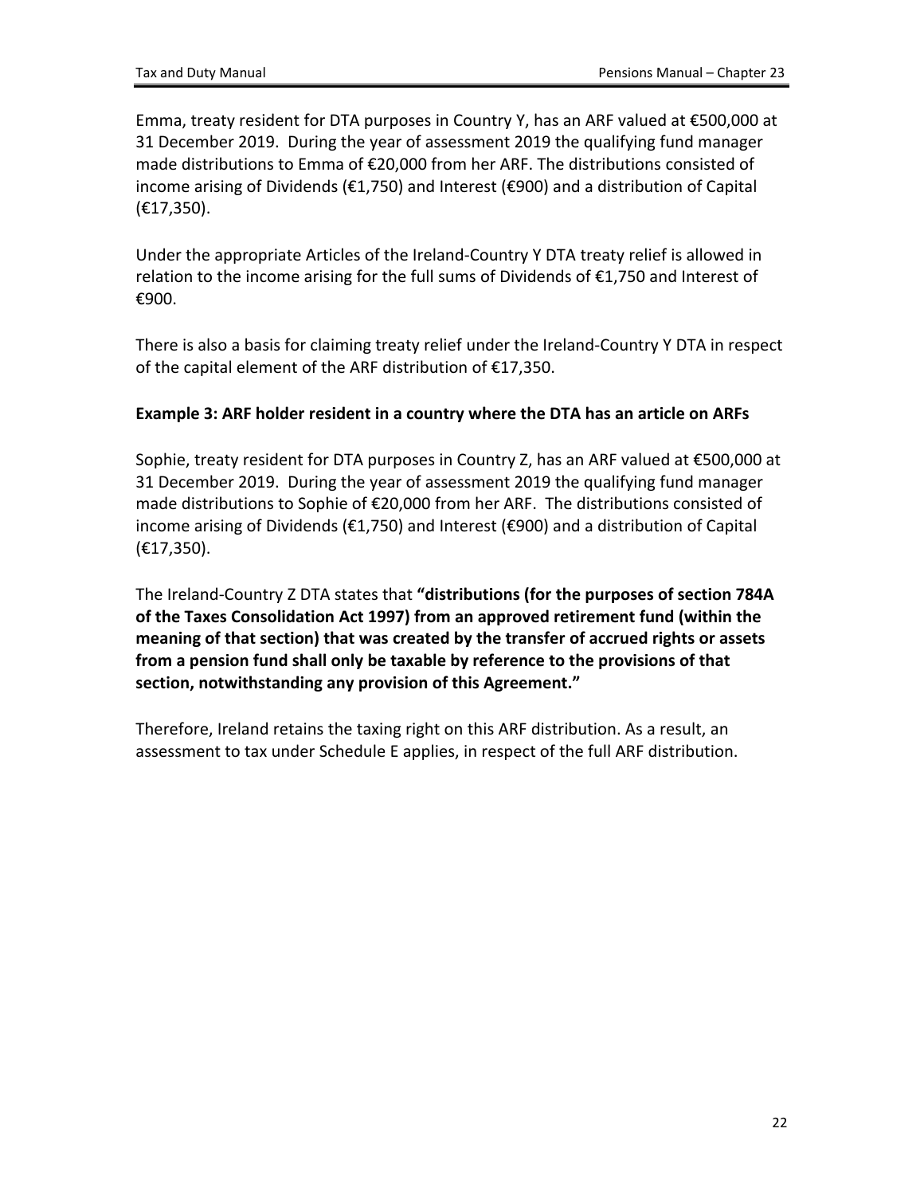Emma, treaty resident for DTA purposes in Country Y, has an ARF valued at €500,000 at 31 December 2019. During the year of assessment 2019 the qualifying fund manager made distributions to Emma of €20,000 from her ARF. The distributions consisted of income arising of Dividends (€1,750) and Interest (€900) and a distribution of Capital (€17,350).

Under the appropriate Articles of the Ireland-Country Y DTA treaty relief is allowed in relation to the income arising for the full sums of Dividends of €1,750 and Interest of €900.

There is also a basis for claiming treaty relief under the Ireland-Country Y DTA in respect of the capital element of the ARF distribution of €17,350.

**Example 3: ARF holder resident in a country where the DTA has an article on ARFs**

Sophie, treaty resident for DTA purposes in Country Z, has an ARF valued at €500,000 at 31 December 2019. During the year of assessment 2019 the qualifying fund manager made distributions to Sophie of €20,000 from her ARF. The distributions consisted of income arising of Dividends (€1,750) and Interest (€900) and a distribution of Capital (€17,350).

The Ireland-Country Z DTA states that **"distributions (for the purposes of section 784A of the Taxes Consolidation Act 1997) from an approved retirement fund (within the meaning of that section) that was created by the transfer of accrued rights or assets from a pension fund shall only be taxable by reference to the provisions of that section, notwithstanding any provision of this Agreement."**

Therefore, Ireland retains the taxing right on this ARF distribution. As a result, an assessment to tax under Schedule E applies, in respect of the full ARF distribution.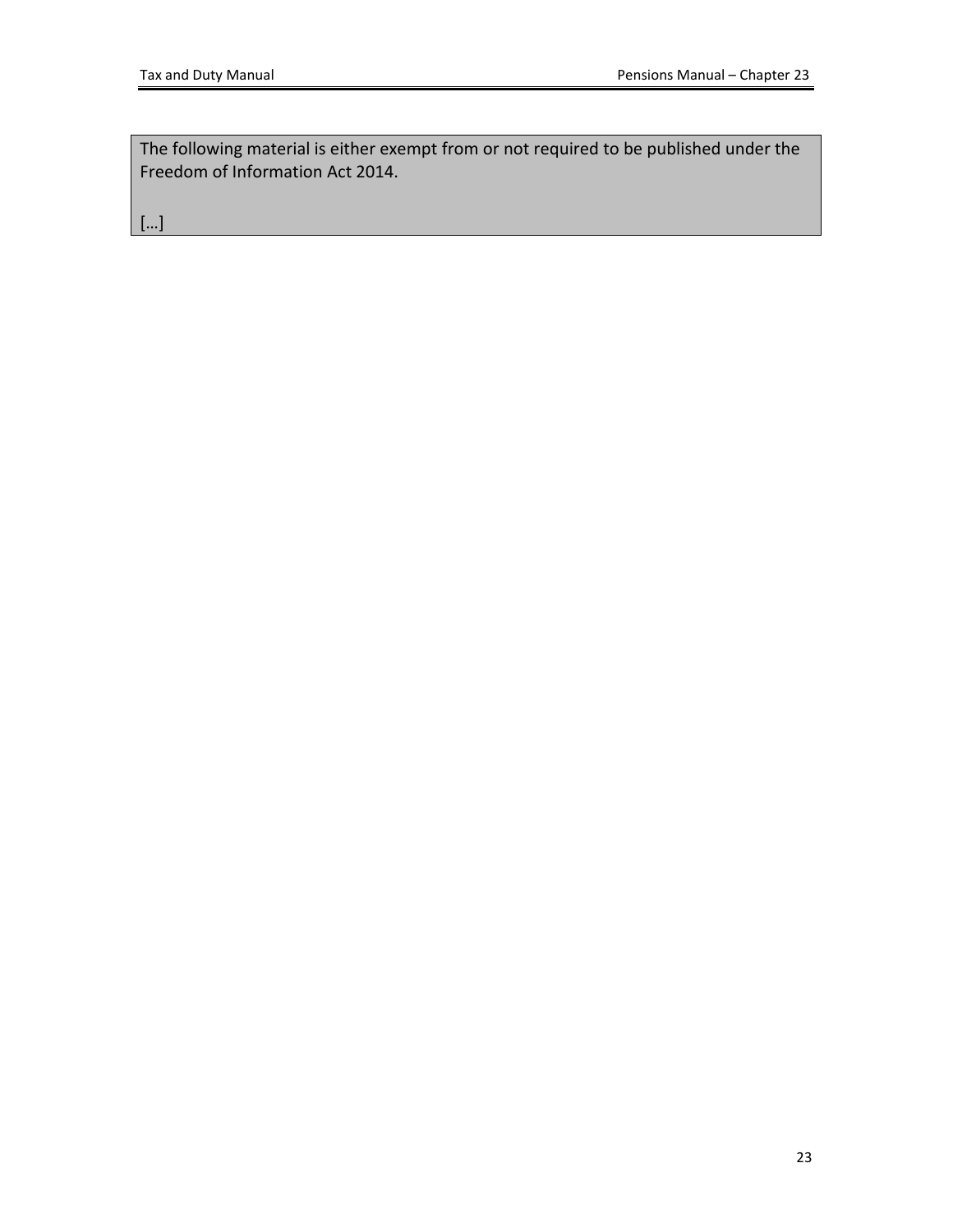The following material is either exempt from or not required to be published under the Freedom of Information Act 2014.

[…]